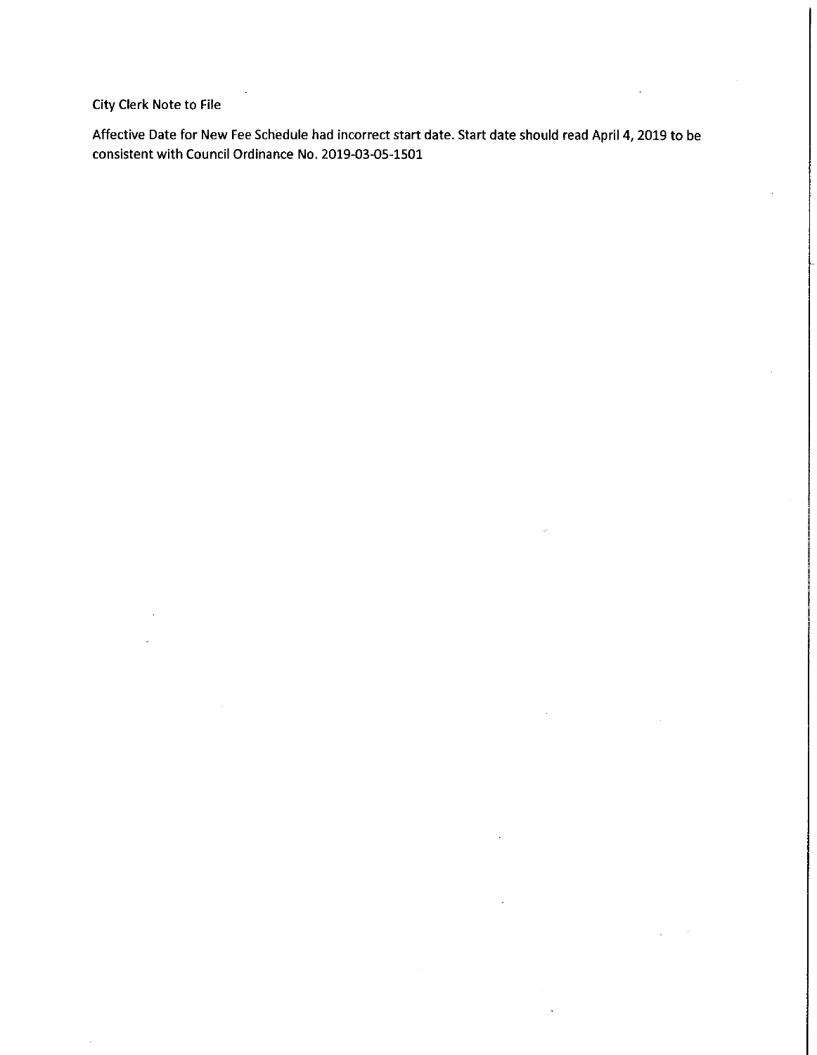City Clerk Note to File

Affective Date for New Fee Schedule had incorrect start date. Start date should read April 4, 2019 to be consistent with Council Ordinance No. 2019-03-05-1501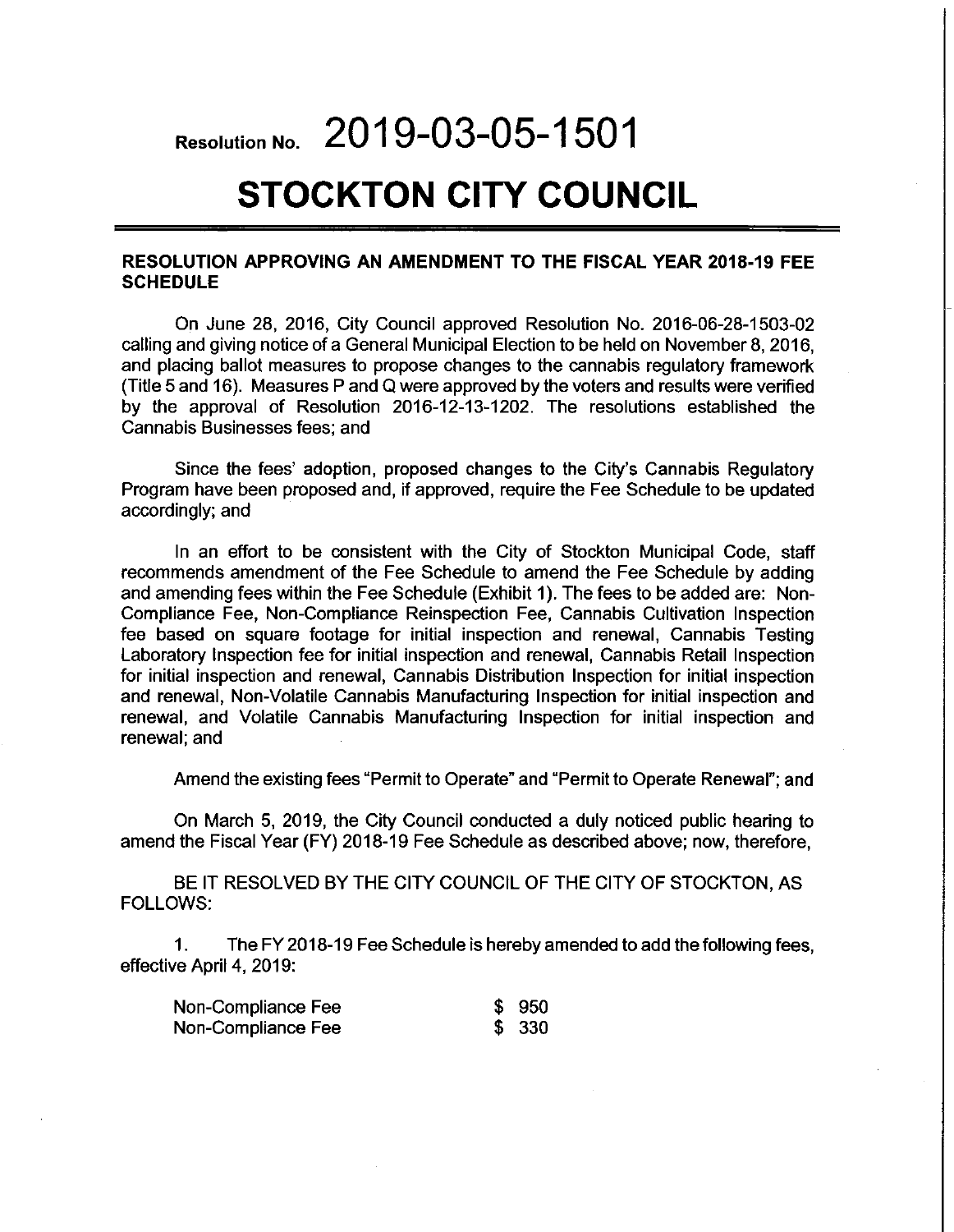# Resolution No. 2019-03-05-1501

# STOCKTON CITY COUNCIL

**RESOLUTION APPROVING AN AMENDMENT TO THE FISCAL YEAR 2018-19 FEE SCHEDULE**

On June 28, 2016, City Council approved Resolution No. 2016-06-28-1503-02 calling and giving notice of a General Municipal Election to be held on November 8, 2016, and placing ballot measures to propose changes to the cannabis regulatory framework (Title 5 and 16). Measures P and Q were approved by the voters and results were verified by the approval of Resolution 2016-12-13-1202. The resolutions established the Cannabis Businesses fees; and

Since the fees' adoption, proposed changes to the City's Cannabis Regulatory Program have been proposed and, if approved, require the Fee Schedule to be updated accordingly; and

In an effort to be consistent with the City of Stockton Municipal Code, staff recommends amendment of the Fee Schedule to amend the Fee Schedule by adding and amending fees within the Fee Schedule (Exhibit 1). The fees to be added are: Non-Compliance Fee, Non-Compliance Reinspection Fee, Cannabis Cultivation Inspection fee based on square footage for initial inspection and renewal, Cannabis Testing Laboratory Inspection fee for initial inspection and renewal, Cannabis Retail Inspection for initial inspection and renewal, Cannabis Distribution Inspection for initial inspection and renewal, Non-Volatile Cannabis Manufacturing Inspection for initial inspection and renewal, and Volatile Cannabis Manufacturing Inspection for initial inspection and renewal; and

Amend the existing fees "Permit to Operate" and "Permit to Operate Renewal"; and

On March 5, 2019, the City Council conducted a duly noticed public hearing to amend the Fiscal Year (FY) 2018-19 Fee Schedule as described above; now, therefore,

BE IT RESOLVED BY THE CITY COUNCIL OF THE CITY OF STOCKTON, AS FOLLOWS:

1. The FY 2018-19 Fee Schedule is hereby amended to add the following fees, effective April 4, 2019:

| | |
|---|---|
| Non-Compliance Fee | $ 950 |
| Non-Compliance Fee | $ 330 |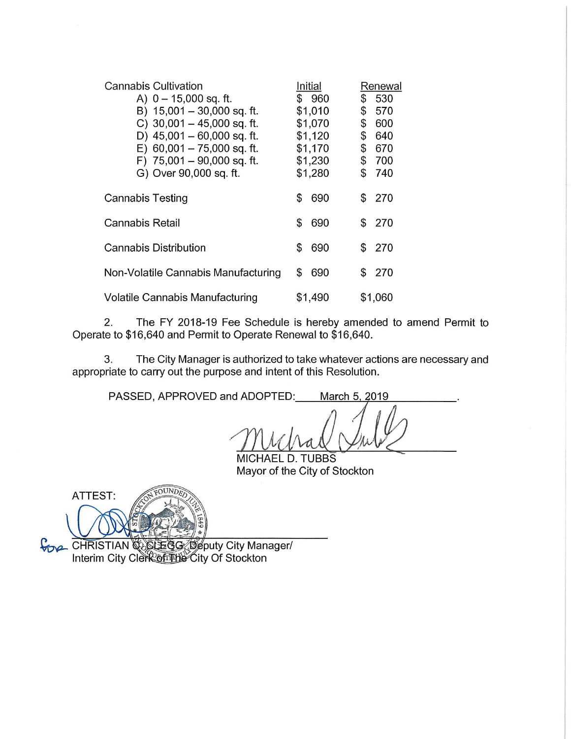| Cannabis Cultivation | Initial | Renewal |
|---|---|---|
| A) 0 – 15,000 sq. ft. | $ 960 | $ 530 |
| B) 15,001 – 30,000 sq. ft. | $1,010 | $ 570 |
| C) 30,001 – 45,000 sq. ft. | $1,070 | $ 600 |
| D) 45,001 – 60,000 sq. ft. | $1,120 | $ 640 |
| E) 60,001 – 75,000 sq. ft. | $1,170 | $ 670 |
| F) 75,001 – 90,000 sq. ft. | $1,230 | $ 700 |
| G) Over 90,000 sq. ft. | $1,280 | $ 740 |
| Cannabis Testing | $ 690 | $ 270 |
| Cannabis Retail | $ 690 | $ 270 |
| Cannabis Distribution | $ 690 | $ 270 |
| Non-Volatile Cannabis Manufacturing | $ 690 | $ 270 |
| Volatile Cannabis Manufacturing | $1,490 | $1,060 |

2. The FY 2018-19 Fee Schedule is hereby amended to amend Permit to Operate to $16,640 and Permit to Operate Renewal to $16,640.

3. The City Manager is authorized to take whatever actions are necessary and appropriate to carry out the purpose and intent of this Resolution.

PASSED, APPROVED and ADOPTED: March 5, 2019.

MICHAEL D. TUBBS
Mayor of the City of Stockton

ATTEST:

for CHRISTIAN C. CLEGG, Deputy City Manager/
Interim City Clerk of The City Of Stockton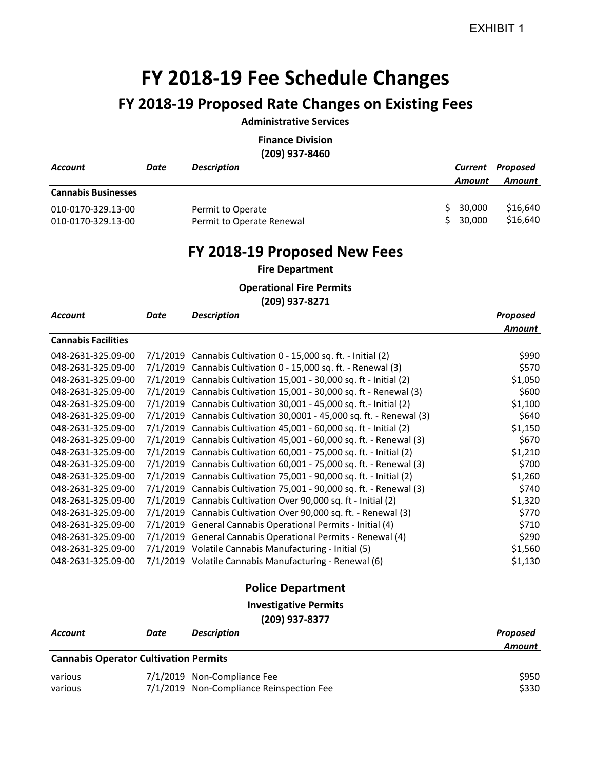EXHIBIT 1

# FY 2018-19 Fee Schedule Changes

## FY 2018-19 Proposed Rate Changes on Existing Fees

**Administrative Services**

**Finance Division**

**(209) 937-8460**

| *Account* | *Date* | *Description* | *Current Amount* | *Proposed Amount* |
|---|---|---|---|---|
| **Cannabis Businesses** | | | | |
| 010-0170-329.13-00 | | Permit to Operate | $ 30,000 | $16,640 |
| 010-0170-329.13-00 | | Permit to Operate Renewal | $ 30,000 | $16,640 |

## FY 2018-19 Proposed New Fees

**Fire Department**

**Operational Fire Permits**

**(209) 937-8271**

| *Account* | *Date* | *Description* | *Proposed Amount* |
|---|---|---|---|
| **Cannabis Facilities** | | | |
| 048-2631-325.09-00 | 7/1/2019 | Cannabis Cultivation 0 - 15,000 sq. ft. - Initial (2) | $990 |
| 048-2631-325.09-00 | 7/1/2019 | Cannabis Cultivation 0 - 15,000 sq. ft. - Renewal (3) | $570 |
| 048-2631-325.09-00 | 7/1/2019 | Cannabis Cultivation 15,001 - 30,000 sq. ft - Initial (2) | $1,050 |
| 048-2631-325.09-00 | 7/1/2019 | Cannabis Cultivation 15,001 - 30,000 sq. ft - Renewal (3) | $600 |
| 048-2631-325.09-00 | 7/1/2019 | Cannabis Cultivation 30,001 - 45,000 sq. ft.- Initial (2) | $1,100 |
| 048-2631-325.09-00 | 7/1/2019 | Cannabis Cultivation 30,0001 - 45,000 sq. ft. - Renewal (3) | $640 |
| 048-2631-325.09-00 | 7/1/2019 | Cannabis Cultivation 45,001 - 60,000 sq. ft - Initial (2) | $1,150 |
| 048-2631-325.09-00 | 7/1/2019 | Cannabis Cultivation 45,001 - 60,000 sq. ft. - Renewal (3) | $670 |
| 048-2631-325.09-00 | 7/1/2019 | Cannabis Cultivation 60,001 - 75,000 sq. ft. - Initial (2) | $1,210 |
| 048-2631-325.09-00 | 7/1/2019 | Cannabis Cultivation 60,001 - 75,000 sq. ft. - Renewal (3) | $700 |
| 048-2631-325.09-00 | 7/1/2019 | Cannabis Cultivation 75,001 - 90,000 sq. ft. - Initial (2) | $1,260 |
| 048-2631-325.09-00 | 7/1/2019 | Cannabis Cultivation 75,001 - 90,000 sq. ft. - Renewal (3) | $740 |
| 048-2631-325.09-00 | 7/1/2019 | Cannabis Cultivation Over 90,000 sq. ft - Initial (2) | $1,320 |
| 048-2631-325.09-00 | 7/1/2019 | Cannabis Cultivation Over 90,000 sq. ft. - Renewal (3) | $770 |
| 048-2631-325.09-00 | 7/1/2019 | General Cannabis Operational Permits - Initial (4) | $710 |
| 048-2631-325.09-00 | 7/1/2019 | General Cannabis Operational Permits - Renewal (4) | $290 |
| 048-2631-325.09-00 | 7/1/2019 | Volatile Cannabis Manufacturing - Initial (5) | $1,560 |
| 048-2631-325.09-00 | 7/1/2019 | Volatile Cannabis Manufacturing - Renewal (6) | $1,130 |

### Police Department

**Investigative Permits**

**(209) 937-8377**

| *Account* | *Date* | *Description* | *Proposed Amount* |
|---|---|---|---|
| **Cannabis Operator Cultivation Permits** | | | |
| various | 7/1/2019 | Non-Compliance Fee | $950 |
| various | 7/1/2019 | Non-Compliance Reinspection Fee | $330 |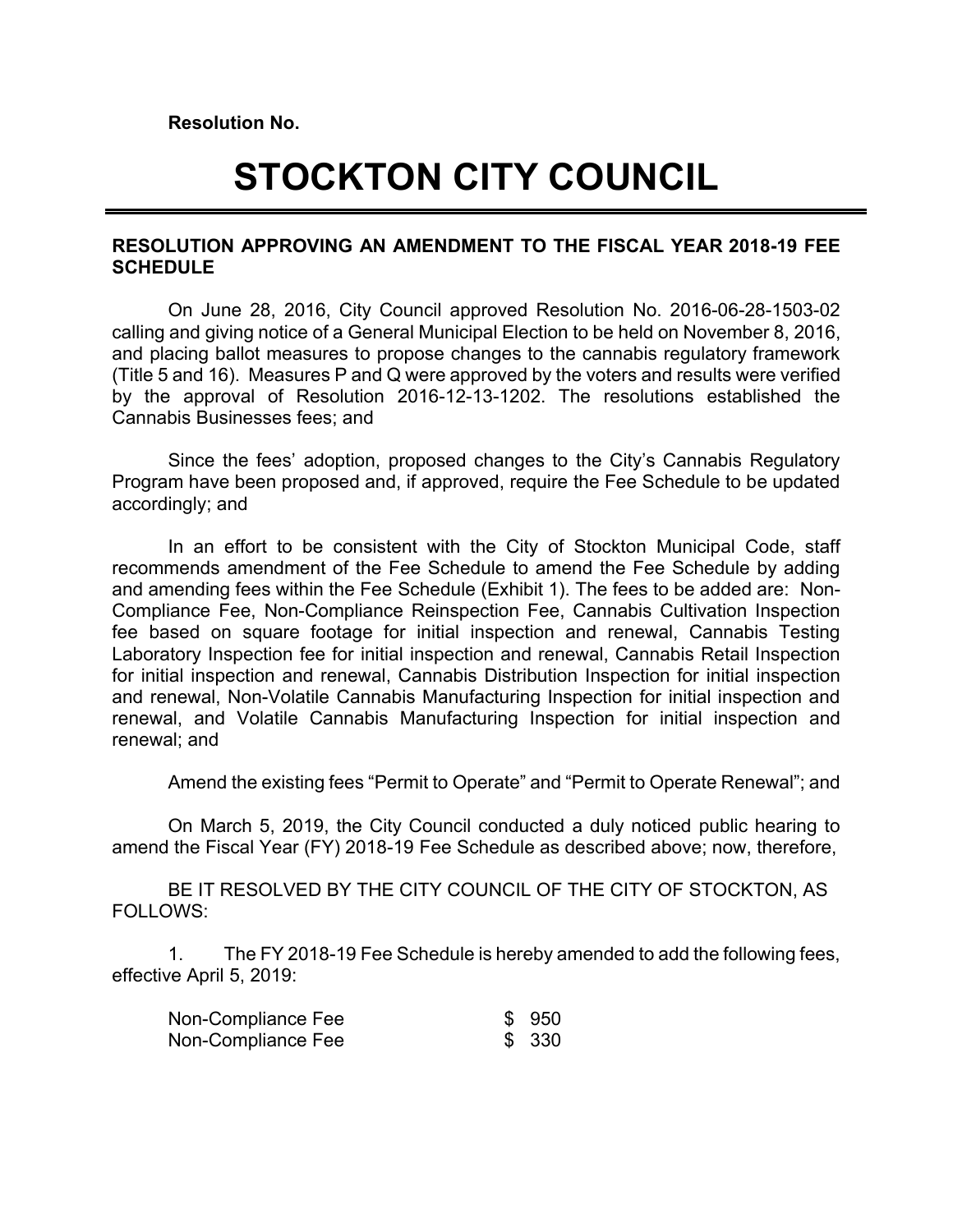**Resolution No.**

# STOCKTON CITY COUNCIL

**RESOLUTION APPROVING AN AMENDMENT TO THE FISCAL YEAR 2018-19 FEE SCHEDULE**

On June 28, 2016, City Council approved Resolution No. 2016-06-28-1503-02 calling and giving notice of a General Municipal Election to be held on November 8, 2016, and placing ballot measures to propose changes to the cannabis regulatory framework (Title 5 and 16). Measures P and Q were approved by the voters and results were verified by the approval of Resolution 2016-12-13-1202. The resolutions established the Cannabis Businesses fees; and

Since the fees' adoption, proposed changes to the City's Cannabis Regulatory Program have been proposed and, if approved, require the Fee Schedule to be updated accordingly; and

In an effort to be consistent with the City of Stockton Municipal Code, staff recommends amendment of the Fee Schedule to amend the Fee Schedule by adding and amending fees within the Fee Schedule (Exhibit 1). The fees to be added are: Non-Compliance Fee, Non-Compliance Reinspection Fee, Cannabis Cultivation Inspection fee based on square footage for initial inspection and renewal, Cannabis Testing Laboratory Inspection fee for initial inspection and renewal, Cannabis Retail Inspection for initial inspection and renewal, Cannabis Distribution Inspection for initial inspection and renewal, Non-Volatile Cannabis Manufacturing Inspection for initial inspection and renewal, and Volatile Cannabis Manufacturing Inspection for initial inspection and renewal; and

Amend the existing fees "Permit to Operate" and "Permit to Operate Renewal"; and

On March 5, 2019, the City Council conducted a duly noticed public hearing to amend the Fiscal Year (FY) 2018-19 Fee Schedule as described above; now, therefore,

BE IT RESOLVED BY THE CITY COUNCIL OF THE CITY OF STOCKTON, AS FOLLOWS:

1. The FY 2018-19 Fee Schedule is hereby amended to add the following fees, effective April 5, 2019:

| | |
|---|---|
| Non-Compliance Fee | $ 950 |
| Non-Compliance Fee | $ 330 |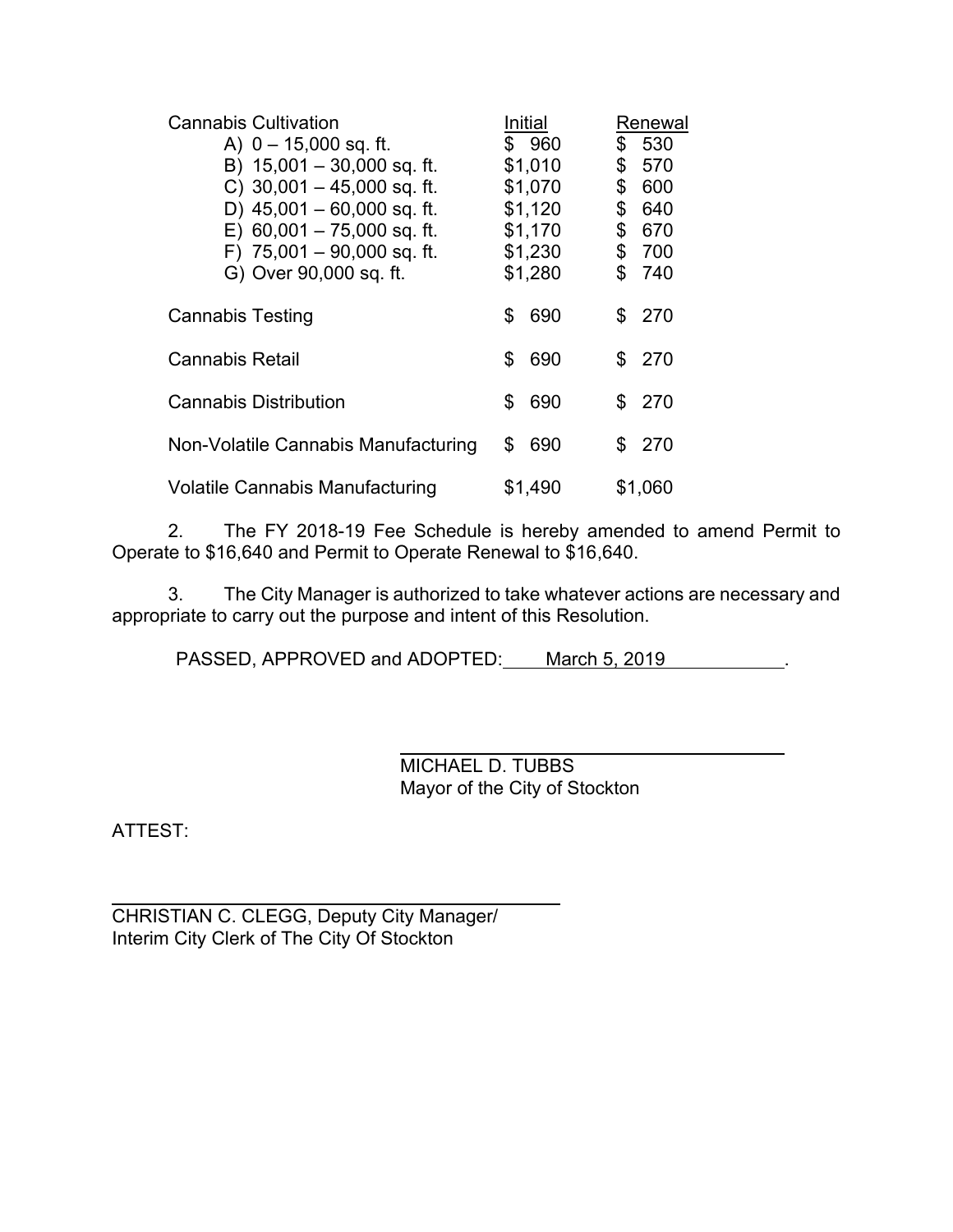| Cannabis Cultivation | Initial | Renewal |
|---|---|---|
| A) 0 – 15,000 sq. ft. | $ 960 | $ 530 |
| B) 15,001 – 30,000 sq. ft. | $1,010 | $ 570 |
| C) 30,001 – 45,000 sq. ft. | $1,070 | $ 600 |
| D) 45,001 – 60,000 sq. ft. | $1,120 | $ 640 |
| E) 60,001 – 75,000 sq. ft. | $1,170 | $ 670 |
| F) 75,001 – 90,000 sq. ft. | $1,230 | $ 700 |
| G) Over 90,000 sq. ft. | $1,280 | $ 740 |
| Cannabis Testing | $ 690 | $ 270 |
| Cannabis Retail | $ 690 | $ 270 |
| Cannabis Distribution | $ 690 | $ 270 |
| Non-Volatile Cannabis Manufacturing | $ 690 | $ 270 |
| Volatile Cannabis Manufacturing | $1,490 | $1,060 |

2. The FY 2018-19 Fee Schedule is hereby amended to amend Permit to Operate to $16,640 and Permit to Operate Renewal to $16,640.

3. The City Manager is authorized to take whatever actions are necessary and appropriate to carry out the purpose and intent of this Resolution.

PASSED, APPROVED and ADOPTED: March 5, 2019.

MICHAEL D. TUBBS
Mayor of the City of Stockton

ATTEST:

CHRISTIAN C. CLEGG, Deputy City Manager/
Interim City Clerk of The City Of Stockton